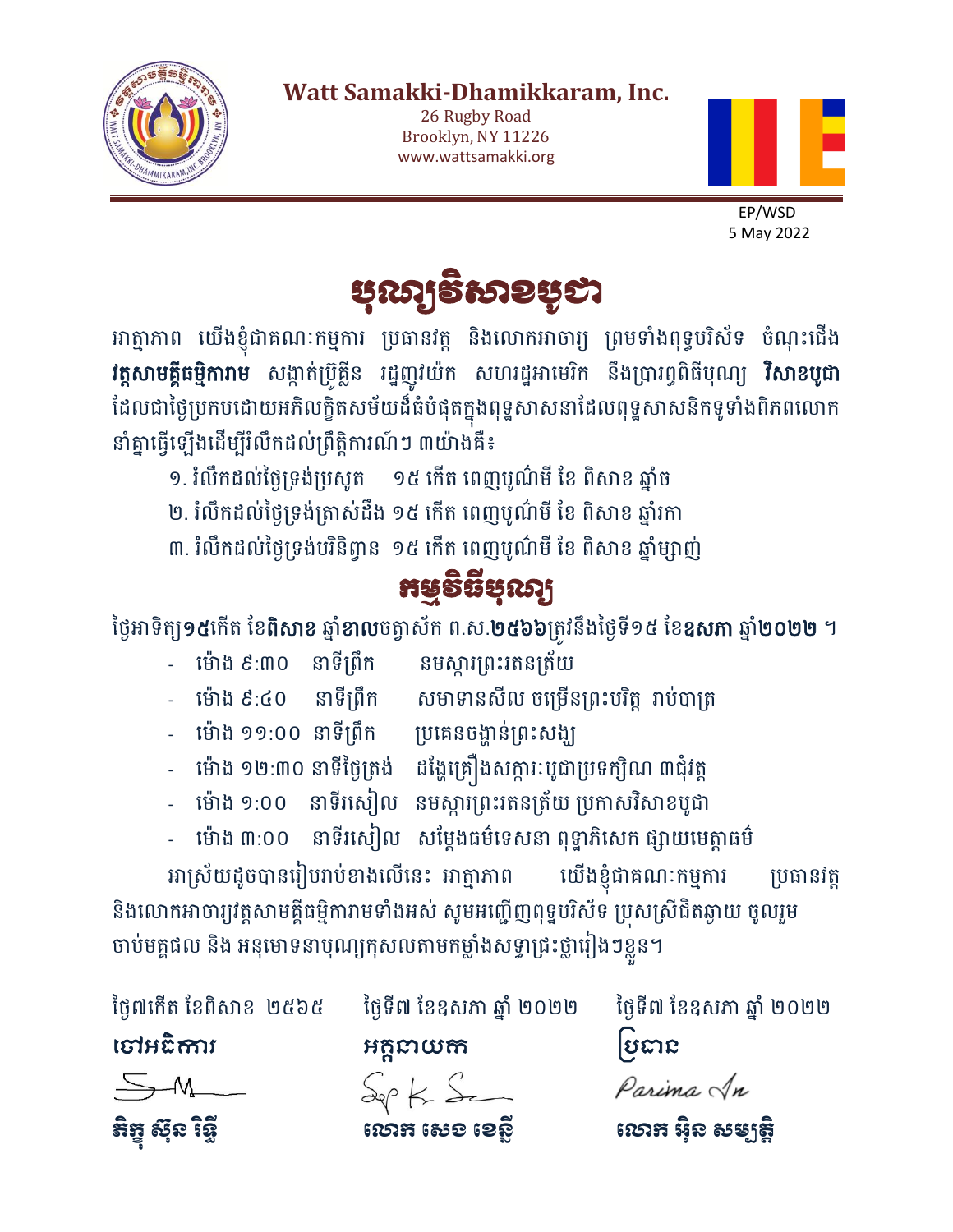**Watt Samakki-Dhamikkaram, Inc.**

26 Rugby Road
Brooklyn, NY 11226
www.wattsamakki.org

EP/WSD
5 May 2022

# បុណ្យវិសាខបូជា

អាត្មាភាព យើងខ្ញុំជាគណៈកម្មការ ប្រធានវត្ត និងលោកអាចារ្យ ព្រមទាំងពុទ្ធបរិស័ទ ចំណុះជើង **វត្តសាមគ្គីធម្មិការាម** សង្កាត់ប្រ៊ូគ្លីន រដ្ឋញូវយ៉ក សហរដ្ឋអាមេរិក នឹងប្រារព្ធពិធីបុណ្យ **វិសាខបូជា** ដែលជាថ្ងៃប្រកបដោយអភិលក្ខិតសម័យដ៏ធំបំផុតក្នុងពុទ្ធសាសនាដែលពុទ្ធសាសនិកទូទាំងពិភពលោក នាំគ្នាធ្វើឡើងដើម្បីរំលឹកដល់ព្រឹត្តិការណ៍ៗ ៣យ៉ាងគឺ៖

១. រំលឹកដល់ថ្ងៃទ្រង់ប្រសូត  ១៥ កើត ពេញបូណ៌មី ខែ ពិសាខ ឆ្នាំច

២. រំលឹកដល់ថ្ងៃទ្រង់ត្រាស់ដឹង ១៥ កើត ពេញបូណ៌មី ខែ ពិសាខ ឆ្នាំរកា

៣. រំលឹកដល់ថ្ងៃទ្រង់បរិនិព្វាន  ១៥ កើត ពេញបូណ៌មី ខែ ពិសាខ ឆ្នាំម្សាញ់

## កម្មវិធីបុណ្យ

ថ្ងៃអាទិត្យ**១៥**កើត ខែ**ពិសាខ** ឆ្នាំ**ខាល**ចត្វាស័ក ព.ស.**២៥៦៦**ត្រូវនឹងថ្ងៃទី១៥ ខែ**ឧសភា** ឆ្នាំ**២០២២** ។

- ម៉ោង ៩:៣០  នាទីព្រឹក   នមស្ការព្រះរតនត្រ័យ
- ម៉ោង ៩:៤០  នាទីព្រឹក   សមាទានសីល ចម្រើនព្រះបរិត្ត រាប់បាត្រ
- ម៉ោង ១១:០០ នាទីព្រឹក   ប្រគេនចង្ហាន់ព្រះសង្ឃ
- ម៉ោង ១២:៣០ នាទីថ្ងៃត្រង់  ដង្ហែគ្រឿងសក្ការៈបូជាប្រទក្សិណ ៣ជុំវត្ត
- ម៉ោង ១:០០  នាទីរសៀល  នមស្ការព្រះរតនត្រ័យ ប្រកាសវិសាខបូជា
- ម៉ោង ៣:០០  នាទីរសៀល  សម្តែងធម៌ទេសនា ពុទ្ធាភិសេក ផ្សាយមេត្តាធម៌

អាស្រ័យដូចបានរៀបរាប់ខាងលើនេះ អាត្មាភាព យើងខ្ញុំជាគណៈកម្មការ ប្រធានវត្ត និងលោកអាចារ្យវត្តសាមគ្គីធម្មិការាមទាំងអស់ សូមអញ្ជើញពុទ្ធបរិស័ទ ប្រុសស្រីជិតឆ្ងាយ ចូលរួមចាប់មគ្គផល និង អនុមោទនាបុណ្យកុសលតាមកម្លាំងសទ្ធាជ្រះថ្លារៀងៗខ្លួន។

| ថ្ងៃ៧កើត ខែពិសាខ ២៥៦៥ | ថ្ងៃទី៧ ខែឧសភា ឆ្នាំ ២០២២ | ថ្ងៃទី៧ ខែឧសភា ឆ្នាំ ២០២២ |
| --- | --- | --- |
| **ចៅអធិការ** | **អគ្គនាយក** | **ប្រធាន** |
| *(ហត្ថលេខា)* | *(ហត្ថលេខា)* | *Parima In* |
| **ភិក្ខុ ស៊ុន រិទ្ធី** | **លោក សេខ ខេន្នី** | **លោក អ៊ិន សម្បត្តិ** |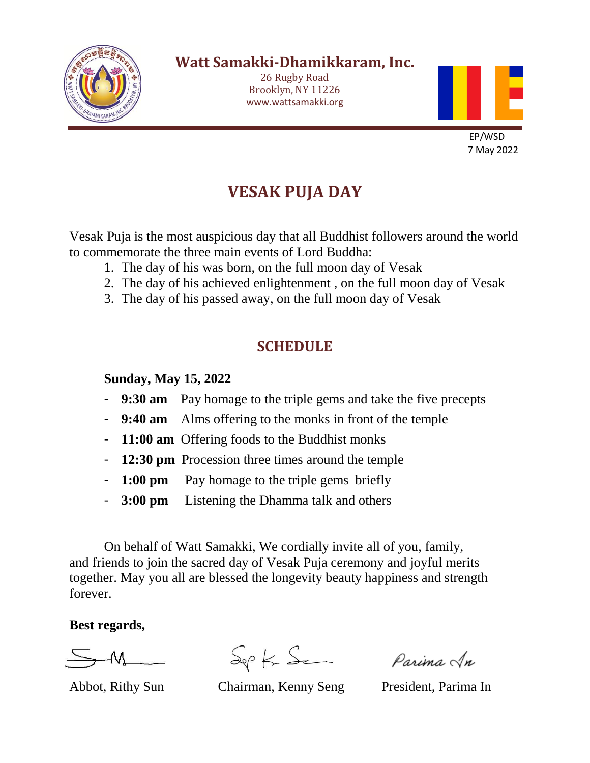**Watt Samakki-Dhamikkaram, Inc.**
26 Rugby Road
Brooklyn, NY 11226
www.wattsamakki.org

EP/WSD
7 May 2022

# VESAK PUJA DAY

Vesak Puja is the most auspicious day that all Buddhist followers around the world to commemorate the three main events of Lord Buddha:

1. The day of his was born, on the full moon day of Vesak
2. The day of his achieved enlightenment , on the full moon day of Vesak
3. The day of his passed away, on the full moon day of Vesak

## SCHEDULE

**Sunday, May 15, 2022**

- **9:30 am** Pay homage to the triple gems and take the five precepts
- **9:40 am** Alms offering to the monks in front of the temple
- **11:00 am** Offering foods to the Buddhist monks
- **12:30 pm** Procession three times around the temple
- **1:00 pm** Pay homage to the triple gems briefly
- **3:00 pm** Listening the Dhamma talk and others

On behalf of Watt Samakki, We cordially invite all of you, family, and friends to join the sacred day of Vesak Puja ceremony and joyful merits together. May you all are blessed the longevity beauty happiness and strength forever.

**Best regards,**

Abbot, Rithy Sun | Chairman, Kenny Seng | President, Parima In